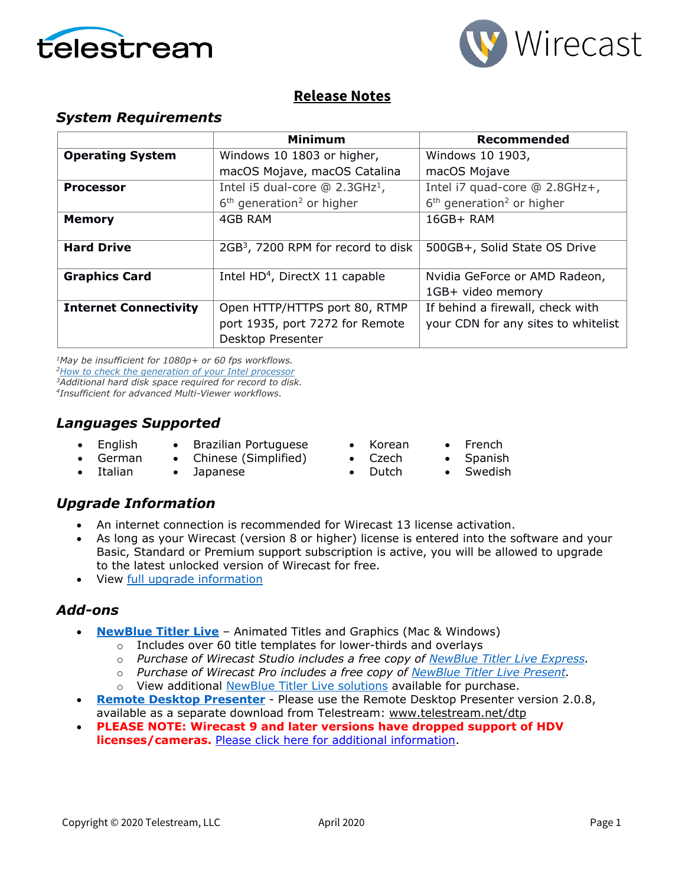# Release Notes

## System Requirements

| | Minimum | Recommended |
|---|---|---|
| **Operating System** | Windows 10 1803 or higher, macOS Mojave, macOS Catalina | Windows 10 1903, macOS Mojave |
| **Processor** | Intel i5 dual-core @ 2.3GHz[1], 6th generation[2] or higher | Intel i7 quad-core @ 2.8GHz+, 6th generation[2] or higher |
| **Memory** | 4GB RAM | 16GB+ RAM |
| **Hard Drive** | 2GB[3], 7200 RPM for record to disk | 500GB+, Solid State OS Drive |
| **Graphics Card** | Intel HD[4], DirectX 11 capable | Nvidia GeForce or AMD Radeon, 1GB+ video memory |
| **Internet Connectivity** | Open HTTP/HTTPS port 80, RTMP port 1935, port 7272 for Remote Desktop Presenter | If behind a firewall, check with your CDN for any sites to whitelist |

*[1]May be insufficient for 1080p+ or 60 fps workflows.*
*[2][How to check the generation of your Intel processor]()*
*[3]Additional hard disk space required for record to disk.*
*[4]Insufficient for advanced Multi-Viewer workflows.*

## Languages Supported

- English
- German
- Italian
- Brazilian Portuguese
- Chinese (Simplified)
- Japanese
- Korean
- Czech
- Dutch
- French
- Spanish
- Swedish

## Upgrade Information

- An internet connection is recommended for Wirecast 13 license activation.
- As long as your Wirecast (version 8 or higher) license is entered into the software and your Basic, Standard or Premium support subscription is active, you will be allowed to upgrade to the latest unlocked version of Wirecast for free.
- View [full upgrade information]()

## Add-ons

- **[NewBlue Titler Live]()** – Animated Titles and Graphics (Mac & Windows)
  - Includes over 60 title templates for lower-thirds and overlays
  - *Purchase of Wirecast Studio includes a free copy of [NewBlue Titler Live Express]().*
  - *Purchase of Wirecast Pro includes a free copy of [NewBlue Titler Live Present]().*
  - View additional [NewBlue Titler Live solutions]() available for purchase.
- **[Remote Desktop Presenter]()** - Please use the Remote Desktop Presenter version 2.0.8, available as a separate download from Telestream: www.telestream.net/dtp
- **PLEASE NOTE: Wirecast 9 and later versions have dropped support of HDV licenses/cameras.** [Please click here for additional information]().

Copyright © 2020 Telestream, LLC April 2020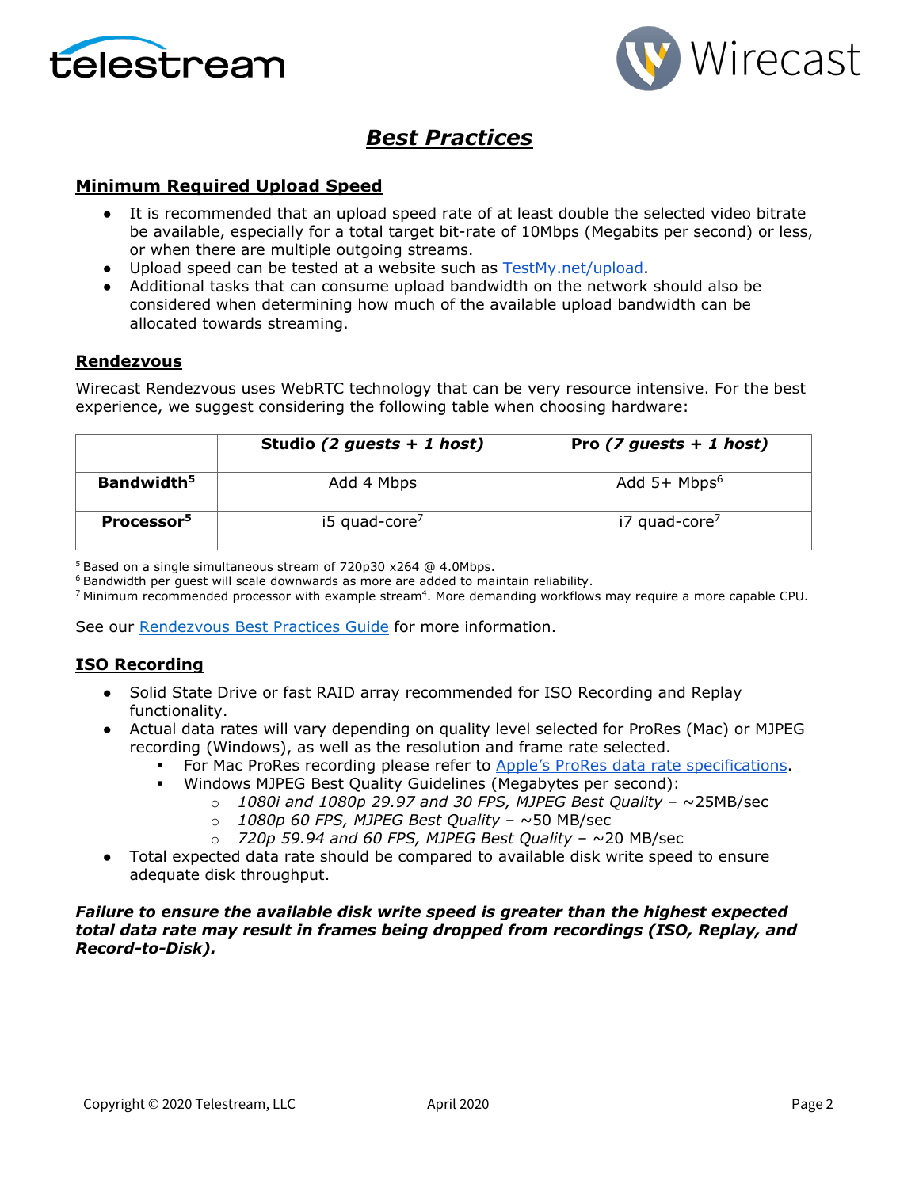# ***Best Practices***

## **Minimum Required Upload Speed**

- It is recommended that an upload speed rate of at least double the selected video bitrate be available, especially for a total target bit-rate of 10Mbps (Megabits per second) or less, or when there are multiple outgoing streams.
- Upload speed can be tested at a website such as [TestMy.net/upload](TestMy.net/upload).
- Additional tasks that can consume upload bandwidth on the network should also be considered when determining how much of the available upload bandwidth can be allocated towards streaming.

## **Rendezvous**

Wirecast Rendezvous uses WebRTC technology that can be very resource intensive. For the best experience, we suggest considering the following table when choosing hardware:

| | **Studio *(2 guests + 1 host)*** | **Pro *(7 guests + 1 host)*** |
|---|---|---|
| **Bandwidth[5]** | Add 4 Mbps | Add 5+ Mbps[6] |
| **Processor[5]** | i5 quad-core[7] | i7 quad-core[7] |

[5] Based on a single simultaneous stream of 720p30 x264 @ 4.0Mbps.
[6] Bandwidth per guest will scale downwards as more are added to maintain reliability.
[7] Minimum recommended processor with example stream[4]. More demanding workflows may require a more capable CPU.

See our Rendezvous Best Practices Guide for more information.

## **ISO Recording**

- Solid State Drive or fast RAID array recommended for ISO Recording and Replay functionality.
- Actual data rates will vary depending on quality level selected for ProRes (Mac) or MJPEG recording (Windows), as well as the resolution and frame rate selected.
  - For Mac ProRes recording please refer to Apple's ProRes data rate specifications.
  - Windows MJPEG Best Quality Guidelines (Megabytes per second):
    - *1080i and 1080p 29.97 and 30 FPS, MJPEG Best Quality* – ~25MB/sec
    - *1080p 60 FPS, MJPEG Best Quality* – ~50 MB/sec
    - *720p 59.94 and 60 FPS, MJPEG Best Quality* – ~20 MB/sec
- Total expected data rate should be compared to available disk write speed to ensure adequate disk throughput.

***Failure to ensure the available disk write speed is greater than the highest expected total data rate may result in frames being dropped from recordings (ISO, Replay, and Record-to-Disk).***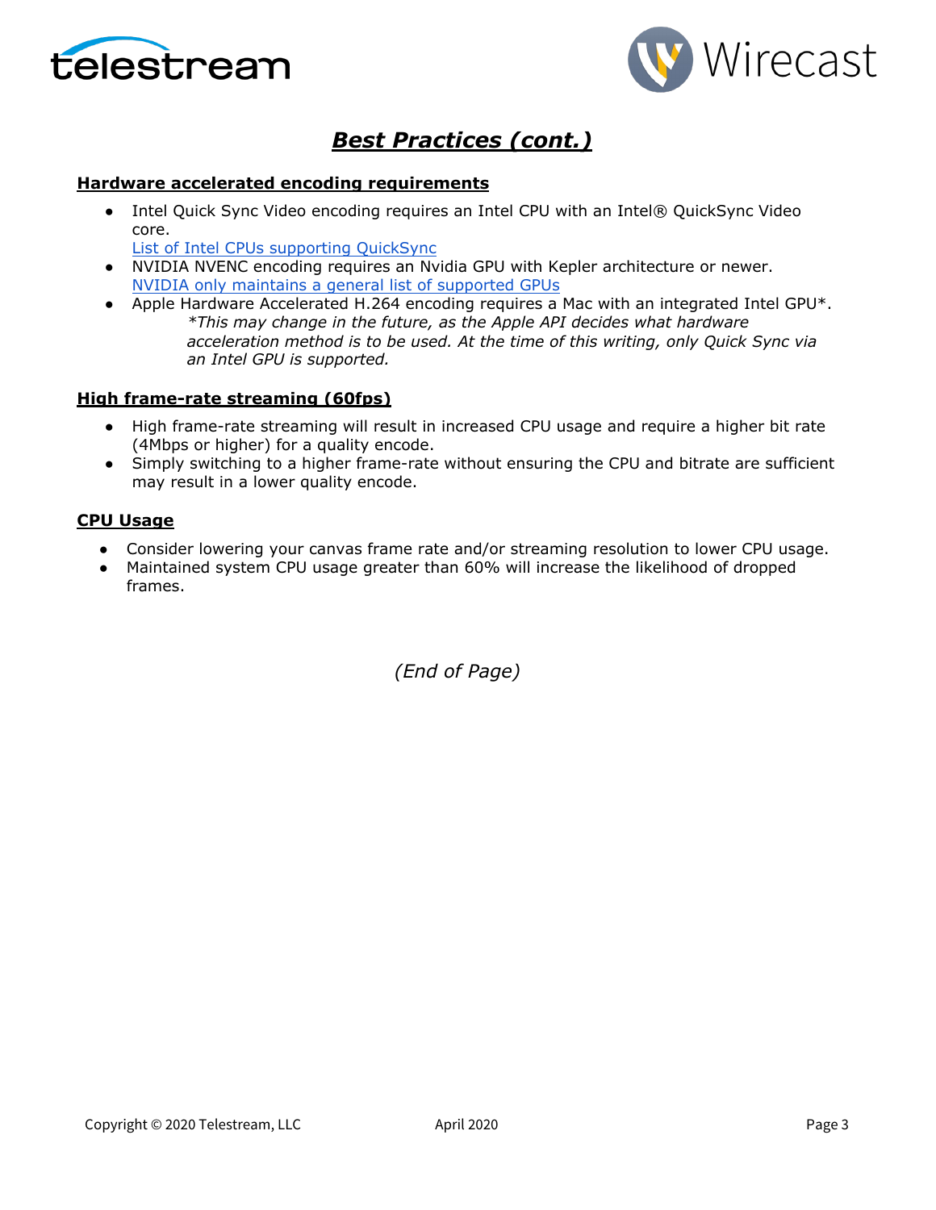# ***Best Practices (cont.)***

**Hardware accelerated encoding requirements**

- Intel Quick Sync Video encoding requires an Intel CPU with an Intel® QuickSync Video core.
  [List of Intel CPUs supporting QuickSync]
- NVIDIA NVENC encoding requires an Nvidia GPU with Kepler architecture or newer.
  [NVIDIA only maintains a general list of supported GPUs]
- Apple Hardware Accelerated H.264 encoding requires a Mac with an integrated Intel GPU*.
  *\*This may change in the future, as the Apple API decides what hardware acceleration method is to be used. At the time of this writing, only Quick Sync via an Intel GPU is supported.*

**High frame-rate streaming (60fps)**

- High frame-rate streaming will result in increased CPU usage and require a higher bit rate (4Mbps or higher) for a quality encode.
- Simply switching to a higher frame-rate without ensuring the CPU and bitrate are sufficient may result in a lower quality encode.

**CPU Usage**

- Consider lowering your canvas frame rate and/or streaming resolution to lower CPU usage.
- Maintained system CPU usage greater than 60% will increase the likelihood of dropped frames.

*(End of Page)*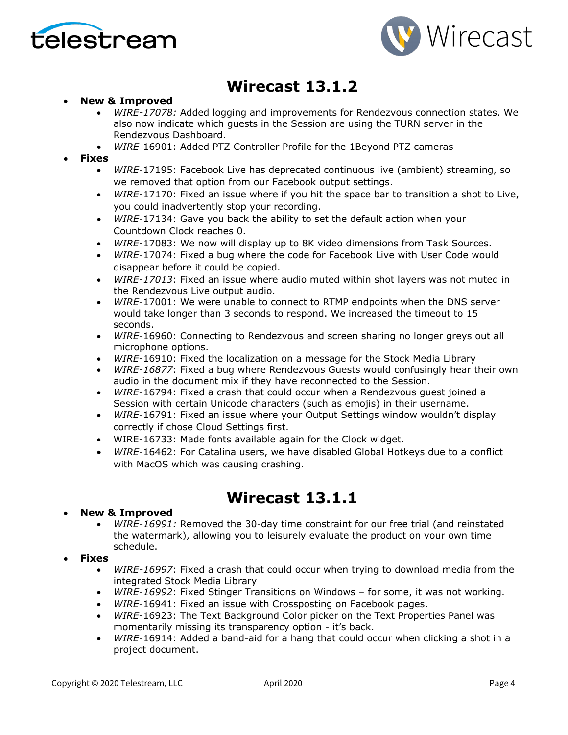# Wirecast 13.1.2

- **New & Improved**
  - *WIRE-17078:* Added logging and improvements for Rendezvous connection states. We also now indicate which guests in the Session are using the TURN server in the Rendezvous Dashboard.
  - *WIRE*-16901: Added PTZ Controller Profile for the 1Beyond PTZ cameras
- **Fixes**
  - *WIRE*-17195: Facebook Live has deprecated continuous live (ambient) streaming, so we removed that option from our Facebook output settings.
  - *WIRE*-17170: Fixed an issue where if you hit the space bar to transition a shot to Live, you could inadvertently stop your recording.
  - *WIRE*-17134: Gave you back the ability to set the default action when your Countdown Clock reaches 0.
  - *WIRE*-17083: We now will display up to 8K video dimensions from Task Sources.
  - *WIRE*-17074: Fixed a bug where the code for Facebook Live with User Code would disappear before it could be copied.
  - *WIRE-17013*: Fixed an issue where audio muted within shot layers was not muted in the Rendezvous Live output audio.
  - *WIRE*-17001: We were unable to connect to RTMP endpoints when the DNS server would take longer than 3 seconds to respond. We increased the timeout to 15 seconds.
  - *WIRE*-16960: Connecting to Rendezvous and screen sharing no longer greys out all microphone options.
  - *WIRE*-16910: Fixed the localization on a message for the Stock Media Library
  - *WIRE-16877*: Fixed a bug where Rendezvous Guests would confusingly hear their own audio in the document mix if they have reconnected to the Session.
  - *WIRE*-16794: Fixed a crash that could occur when a Rendezvous guest joined a Session with certain Unicode characters (such as emojis) in their username.
  - *WIRE*-16791: Fixed an issue where your Output Settings window wouldn't display correctly if chose Cloud Settings first.
  - WIRE-16733: Made fonts available again for the Clock widget.
  - *WIRE*-16462: For Catalina users, we have disabled Global Hotkeys due to a conflict with MacOS which was causing crashing.

# Wirecast 13.1.1

- **New & Improved**
  - *WIRE-16991:* Removed the 30-day time constraint for our free trial (and reinstated the watermark), allowing you to leisurely evaluate the product on your own time schedule.
- **Fixes**
  - *WIRE-16997*: Fixed a crash that could occur when trying to download media from the integrated Stock Media Library
  - *WIRE-16992*: Fixed Stinger Transitions on Windows – for some, it was not working.
  - *WIRE*-16941: Fixed an issue with Crossposting on Facebook pages.
  - *WIRE*-16923: The Text Background Color picker on the Text Properties Panel was momentarily missing its transparency option - it's back.
  - *WIRE*-16914: Added a band-aid for a hang that could occur when clicking a shot in a project document.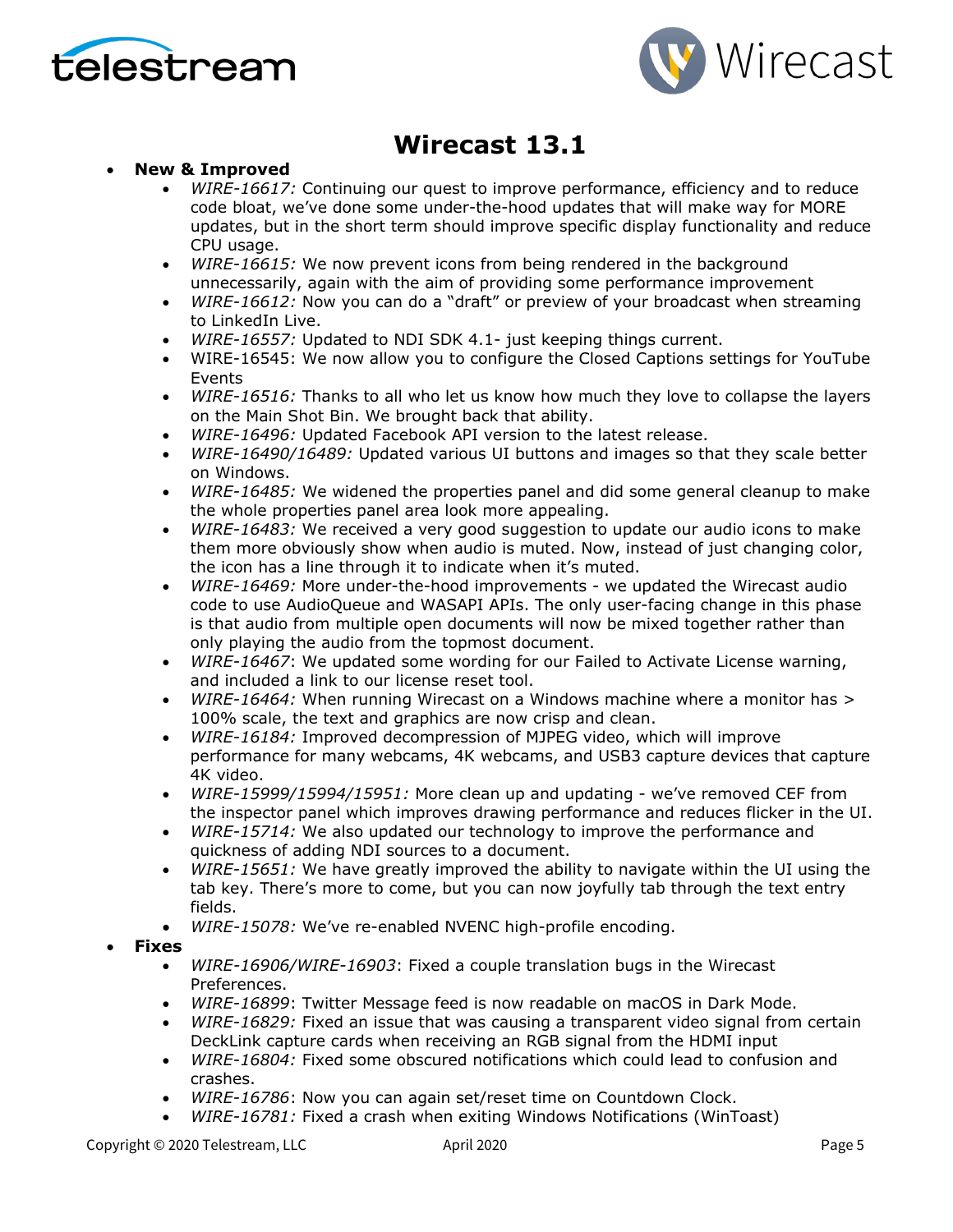# Wirecast 13.1

- **New & Improved**
  - *WIRE-16617:* Continuing our quest to improve performance, efficiency and to reduce code bloat, we've done some under-the-hood updates that will make way for MORE updates, but in the short term should improve specific display functionality and reduce CPU usage.
  - *WIRE-16615:* We now prevent icons from being rendered in the background unnecessarily, again with the aim of providing some performance improvement
  - *WIRE-16612:* Now you can do a "draft" or preview of your broadcast when streaming to LinkedIn Live.
  - *WIRE-16557:* Updated to NDI SDK 4.1- just keeping things current.
  - WIRE-16545: We now allow you to configure the Closed Captions settings for YouTube Events
  - *WIRE-16516:* Thanks to all who let us know how much they love to collapse the layers on the Main Shot Bin. We brought back that ability.
  - *WIRE-16496:* Updated Facebook API version to the latest release.
  - *WIRE-16490/16489:* Updated various UI buttons and images so that they scale better on Windows.
  - *WIRE-16485:* We widened the properties panel and did some general cleanup to make the whole properties panel area look more appealing.
  - *WIRE-16483:* We received a very good suggestion to update our audio icons to make them more obviously show when audio is muted. Now, instead of just changing color, the icon has a line through it to indicate when it's muted.
  - *WIRE-16469:* More under-the-hood improvements - we updated the Wirecast audio code to use AudioQueue and WASAPI APIs. The only user-facing change in this phase is that audio from multiple open documents will now be mixed together rather than only playing the audio from the topmost document.
  - *WIRE-16467*: We updated some wording for our Failed to Activate License warning, and included a link to our license reset tool.
  - *WIRE-16464:* When running Wirecast on a Windows machine where a monitor has > 100% scale, the text and graphics are now crisp and clean.
  - *WIRE-16184:* Improved decompression of MJPEG video, which will improve performance for many webcams, 4K webcams, and USB3 capture devices that capture 4K video.
  - *WIRE-15999/15994/15951:* More clean up and updating - we've removed CEF from the inspector panel which improves drawing performance and reduces flicker in the UI.
  - *WIRE-15714:* We also updated our technology to improve the performance and quickness of adding NDI sources to a document.
  - *WIRE-15651:* We have greatly improved the ability to navigate within the UI using the tab key. There's more to come, but you can now joyfully tab through the text entry fields.
  - *WIRE-15078:* We've re-enabled NVENC high-profile encoding.
- **Fixes**
  - *WIRE-16906/WIRE-16903*: Fixed a couple translation bugs in the Wirecast Preferences.
  - *WIRE-16899*: Twitter Message feed is now readable on macOS in Dark Mode.
  - *WIRE-16829:* Fixed an issue that was causing a transparent video signal from certain DeckLink capture cards when receiving an RGB signal from the HDMI input
  - *WIRE-16804:* Fixed some obscured notifications which could lead to confusion and crashes.
  - *WIRE-16786*: Now you can again set/reset time on Countdown Clock.
  - *WIRE-16781:* Fixed a crash when exiting Windows Notifications (WinToast)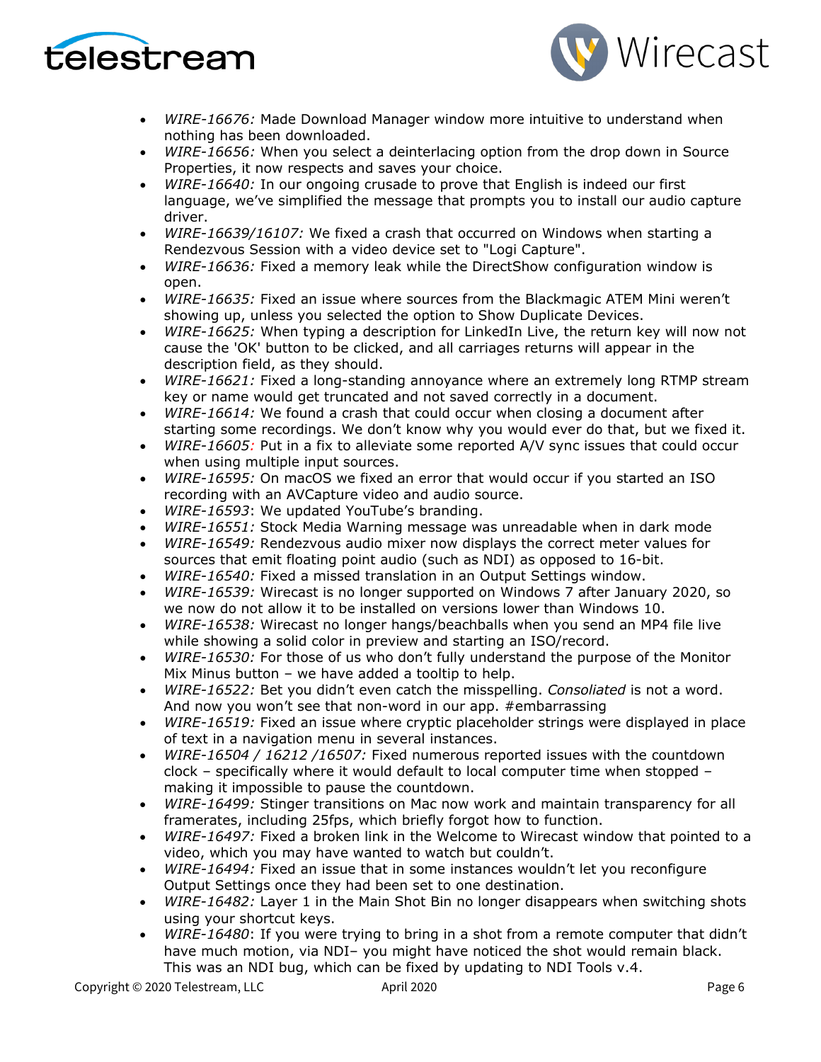- *WIRE-16676:* Made Download Manager window more intuitive to understand when nothing has been downloaded.
- *WIRE-16656:* When you select a deinterlacing option from the drop down in Source Properties, it now respects and saves your choice.
- *WIRE-16640:* In our ongoing crusade to prove that English is indeed our first language, we've simplified the message that prompts you to install our audio capture driver.
- *WIRE-16639/16107:* We fixed a crash that occurred on Windows when starting a Rendezvous Session with a video device set to "Logi Capture".
- *WIRE-16636:* Fixed a memory leak while the DirectShow configuration window is open.
- *WIRE-16635:* Fixed an issue where sources from the Blackmagic ATEM Mini weren't showing up, unless you selected the option to Show Duplicate Devices.
- *WIRE-16625:* When typing a description for LinkedIn Live, the return key will now not cause the 'OK' button to be clicked, and all carriages returns will appear in the description field, as they should.
- *WIRE-16621:* Fixed a long-standing annoyance where an extremely long RTMP stream key or name would get truncated and not saved correctly in a document.
- *WIRE-16614:* We found a crash that could occur when closing a document after starting some recordings. We don't know why you would ever do that, but we fixed it.
- *WIRE-16605:* Put in a fix to alleviate some reported A/V sync issues that could occur when using multiple input sources.
- *WIRE-16595:* On macOS we fixed an error that would occur if you started an ISO recording with an AVCapture video and audio source.
- *WIRE-16593*: We updated YouTube's branding.
- *WIRE-16551:* Stock Media Warning message was unreadable when in dark mode
- *WIRE-16549:* Rendezvous audio mixer now displays the correct meter values for sources that emit floating point audio (such as NDI) as opposed to 16-bit.
- *WIRE-16540:* Fixed a missed translation in an Output Settings window.
- *WIRE-16539:* Wirecast is no longer supported on Windows 7 after January 2020, so we now do not allow it to be installed on versions lower than Windows 10.
- *WIRE-16538:* Wirecast no longer hangs/beachballs when you send an MP4 file live while showing a solid color in preview and starting an ISO/record.
- *WIRE-16530:* For those of us who don't fully understand the purpose of the Monitor Mix Minus button – we have added a tooltip to help.
- *WIRE-16522:* Bet you didn't even catch the misspelling. *Consoliated* is not a word. And now you won't see that non-word in our app. #embarrassing
- *WIRE-16519:* Fixed an issue where cryptic placeholder strings were displayed in place of text in a navigation menu in several instances.
- *WIRE-16504 / 16212 /16507:* Fixed numerous reported issues with the countdown clock – specifically where it would default to local computer time when stopped – making it impossible to pause the countdown.
- *WIRE-16499:* Stinger transitions on Mac now work and maintain transparency for all framerates, including 25fps, which briefly forgot how to function.
- *WIRE-16497:* Fixed a broken link in the Welcome to Wirecast window that pointed to a video, which you may have wanted to watch but couldn't.
- *WIRE-16494:* Fixed an issue that in some instances wouldn't let you reconfigure Output Settings once they had been set to one destination.
- *WIRE-16482:* Layer 1 in the Main Shot Bin no longer disappears when switching shots using your shortcut keys.
- *WIRE-16480*: If you were trying to bring in a shot from a remote computer that didn't have much motion, via NDI– you might have noticed the shot would remain black. This was an NDI bug, which can be fixed by updating to NDI Tools v.4.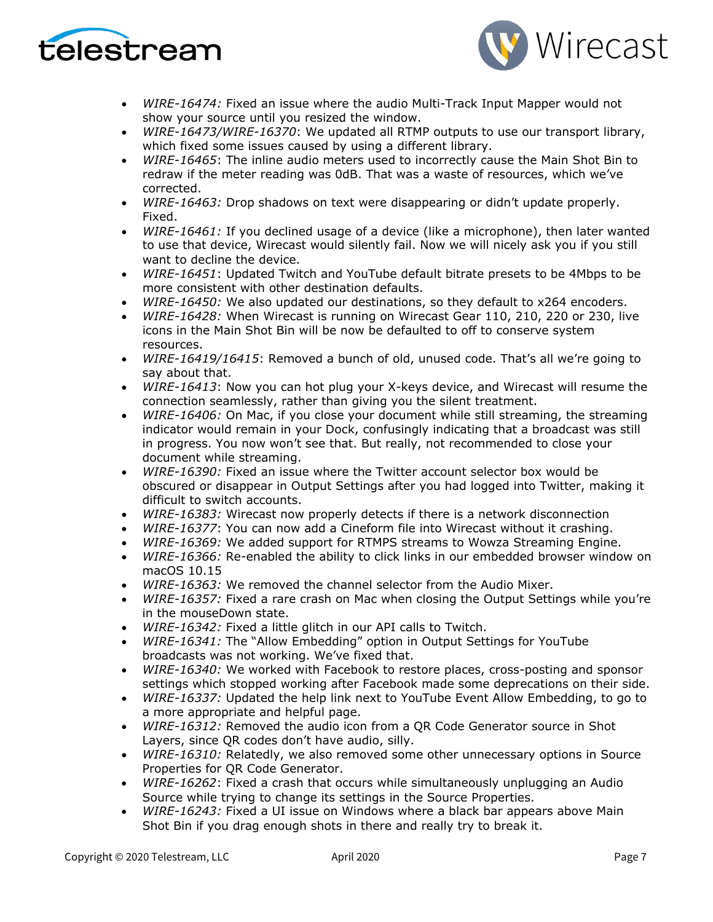- *WIRE-16474:* Fixed an issue where the audio Multi-Track Input Mapper would not show your source until you resized the window.
- *WIRE-16473/WIRE-16370*: We updated all RTMP outputs to use our transport library, which fixed some issues caused by using a different library.
- *WIRE-16465*: The inline audio meters used to incorrectly cause the Main Shot Bin to redraw if the meter reading was 0dB. That was a waste of resources, which we've corrected.
- *WIRE-16463:* Drop shadows on text were disappearing or didn't update properly. Fixed.
- *WIRE-16461:* If you declined usage of a device (like a microphone), then later wanted to use that device, Wirecast would silently fail. Now we will nicely ask you if you still want to decline the device.
- *WIRE-16451*: Updated Twitch and YouTube default bitrate presets to be 4Mbps to be more consistent with other destination defaults.
- *WIRE-16450:* We also updated our destinations, so they default to x264 encoders.
- *WIRE-16428:* When Wirecast is running on Wirecast Gear 110, 210, 220 or 230, live icons in the Main Shot Bin will be now be defaulted to off to conserve system resources.
- *WIRE-16419/16415*: Removed a bunch of old, unused code. That's all we're going to say about that.
- *WIRE-16413*: Now you can hot plug your X-keys device, and Wirecast will resume the connection seamlessly, rather than giving you the silent treatment.
- *WIRE-16406:* On Mac, if you close your document while still streaming, the streaming indicator would remain in your Dock, confusingly indicating that a broadcast was still in progress. You now won't see that. But really, not recommended to close your document while streaming.
- *WIRE-16390:* Fixed an issue where the Twitter account selector box would be obscured or disappear in Output Settings after you had logged into Twitter, making it difficult to switch accounts.
- *WIRE-16383:* Wirecast now properly detects if there is a network disconnection
- *WIRE-16377*: You can now add a Cineform file into Wirecast without it crashing.
- *WIRE-16369:* We added support for RTMPS streams to Wowza Streaming Engine.
- *WIRE-16366:* Re-enabled the ability to click links in our embedded browser window on macOS 10.15
- *WIRE-16363:* We removed the channel selector from the Audio Mixer.
- *WIRE-16357:* Fixed a rare crash on Mac when closing the Output Settings while you're in the mouseDown state.
- *WIRE-16342:* Fixed a little glitch in our API calls to Twitch.
- *WIRE-16341:* The "Allow Embedding" option in Output Settings for YouTube broadcasts was not working. We've fixed that.
- *WIRE-16340:* We worked with Facebook to restore places, cross-posting and sponsor settings which stopped working after Facebook made some deprecations on their side.
- *WIRE-16337:* Updated the help link next to YouTube Event Allow Embedding, to go to a more appropriate and helpful page.
- *WIRE-16312:* Removed the audio icon from a QR Code Generator source in Shot Layers, since QR codes don't have audio, silly.
- *WIRE-16310:* Relatedly, we also removed some other unnecessary options in Source Properties for QR Code Generator.
- *WIRE-16262*: Fixed a crash that occurs while simultaneously unplugging an Audio Source while trying to change its settings in the Source Properties.
- *WIRE-16243:* Fixed a UI issue on Windows where a black bar appears above Main Shot Bin if you drag enough shots in there and really try to break it.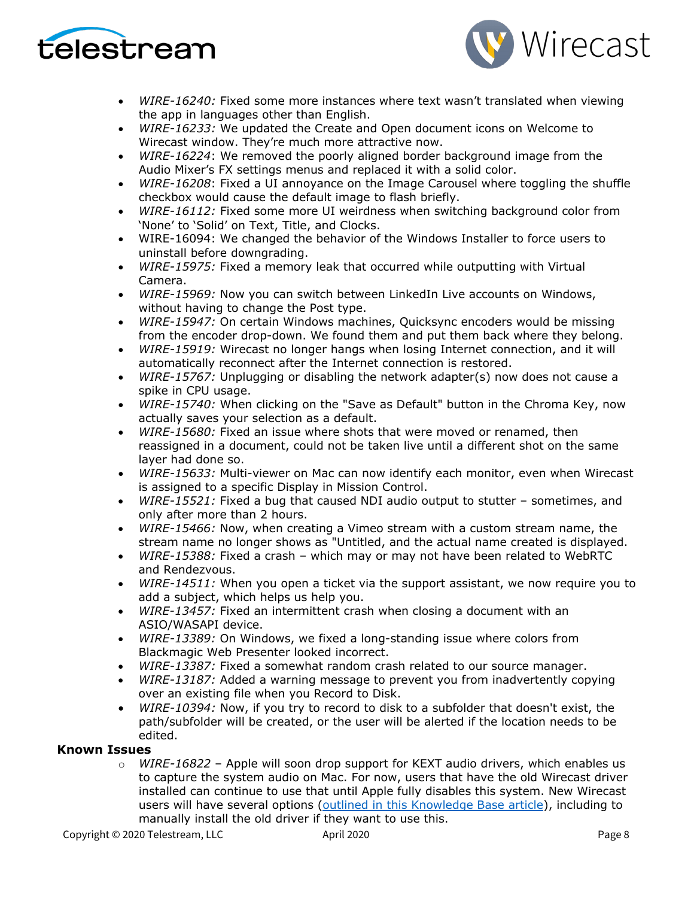- *WIRE-16240:* Fixed some more instances where text wasn't translated when viewing the app in languages other than English.
- *WIRE-16233:* We updated the Create and Open document icons on Welcome to Wirecast window. They're much more attractive now.
- *WIRE-16224*: We removed the poorly aligned border background image from the Audio Mixer's FX settings menus and replaced it with a solid color.
- *WIRE-16208*: Fixed a UI annoyance on the Image Carousel where toggling the shuffle checkbox would cause the default image to flash briefly.
- *WIRE-16112:* Fixed some more UI weirdness when switching background color from 'None' to 'Solid' on Text, Title, and Clocks.
- WIRE-16094: We changed the behavior of the Windows Installer to force users to uninstall before downgrading.
- *WIRE-15975:* Fixed a memory leak that occurred while outputting with Virtual Camera.
- *WIRE-15969:* Now you can switch between LinkedIn Live accounts on Windows, without having to change the Post type.
- *WIRE-15947:* On certain Windows machines, Quicksync encoders would be missing from the encoder drop-down. We found them and put them back where they belong.
- *WIRE-15919:* Wirecast no longer hangs when losing Internet connection, and it will automatically reconnect after the Internet connection is restored.
- *WIRE-15767:* Unplugging or disabling the network adapter(s) now does not cause a spike in CPU usage.
- *WIRE-15740:* When clicking on the "Save as Default" button in the Chroma Key, now actually saves your selection as a default.
- *WIRE-15680:* Fixed an issue where shots that were moved or renamed, then reassigned in a document, could not be taken live until a different shot on the same layer had done so.
- *WIRE-15633:* Multi-viewer on Mac can now identify each monitor, even when Wirecast is assigned to a specific Display in Mission Control.
- *WIRE-15521:* Fixed a bug that caused NDI audio output to stutter – sometimes, and only after more than 2 hours.
- *WIRE-15466:* Now, when creating a Vimeo stream with a custom stream name, the stream name no longer shows as "Untitled, and the actual name created is displayed.
- *WIRE-15388:* Fixed a crash – which may or may not have been related to WebRTC and Rendezvous.
- *WIRE-14511:* When you open a ticket via the support assistant, we now require you to add a subject, which helps us help you.
- *WIRE-13457:* Fixed an intermittent crash when closing a document with an ASIO/WASAPI device.
- *WIRE-13389:* On Windows, we fixed a long-standing issue where colors from Blackmagic Web Presenter looked incorrect.
- *WIRE-13387:* Fixed a somewhat random crash related to our source manager.
- *WIRE-13187:* Added a warning message to prevent you from inadvertently copying over an existing file when you Record to Disk.
- *WIRE-10394:* Now, if you try to record to disk to a subfolder that doesn't exist, the path/subfolder will be created, or the user will be alerted if the location needs to be edited.

**Known Issues**

- *WIRE-16822* – Apple will soon drop support for KEXT audio drivers, which enables us to capture the system audio on Mac. For now, users that have the old Wirecast driver installed can continue to use that until Apple fully disables this system. New Wirecast users will have several options (outlined in this Knowledge Base article), including to manually install the old driver if they want to use this.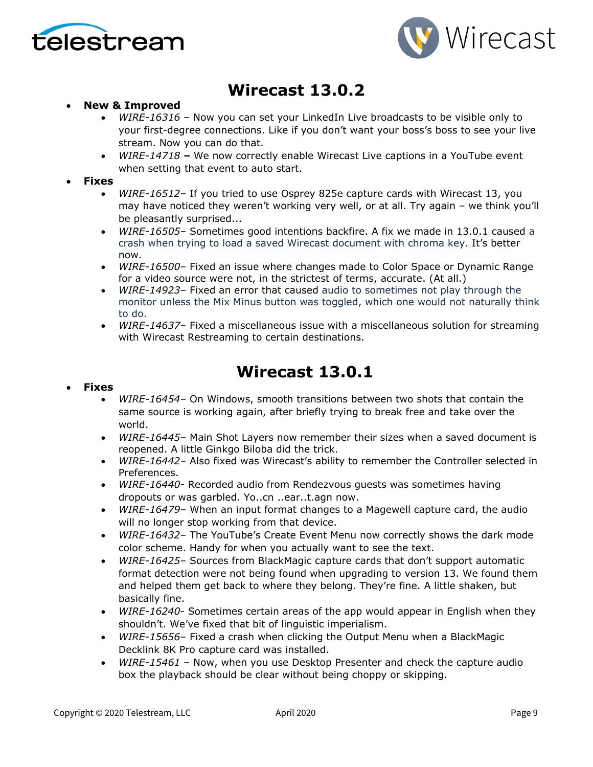# Wirecast 13.0.2

- **New & Improved**
  - *WIRE-16316* – Now you can set your LinkedIn Live broadcasts to be visible only to your first-degree connections. Like if you don't want your boss's boss to see your live stream. Now you can do that.
  - *WIRE-14718* **–** We now correctly enable Wirecast Live captions in a YouTube event when setting that event to auto start.
- **Fixes**
  - *WIRE-16512*– If you tried to use Osprey 825e capture cards with Wirecast 13, you may have noticed they weren't working very well, or at all. Try again – we think you'll be pleasantly surprised...
  - *WIRE-16505*– Sometimes good intentions backfire. A fix we made in 13.0.1 caused a crash when trying to load a saved Wirecast document with chroma key. It's better now.
  - *WIRE-16500*– Fixed an issue where changes made to Color Space or Dynamic Range for a video source were not, in the strictest of terms, accurate. (At all.)
  - *WIRE-14923*– Fixed an error that caused audio to sometimes not play through the monitor unless the Mix Minus button was toggled, which one would not naturally think to do.
  - *WIRE-14637*– Fixed a miscellaneous issue with a miscellaneous solution for streaming with Wirecast Restreaming to certain destinations.

# Wirecast 13.0.1

- **Fixes**
  - *WIRE-16454*– On Windows, smooth transitions between two shots that contain the same source is working again, after briefly trying to break free and take over the world.
  - *WIRE-16445*– Main Shot Layers now remember their sizes when a saved document is reopened. A little Ginkgo Biloba did the trick.
  - *WIRE-16442*– Also fixed was Wirecast's ability to remember the Controller selected in Preferences.
  - *WIRE-16440*- Recorded audio from Rendezvous guests was sometimes having dropouts or was garbled. Yo..cn ..ear..t.agn now.
  - *WIRE-16479*– When an input format changes to a Magewell capture card, the audio will no longer stop working from that device.
  - *WIRE-16432*– The YouTube's Create Event Menu now correctly shows the dark mode color scheme. Handy for when you actually want to see the text.
  - *WIRE-16425*– Sources from BlackMagic capture cards that don't support automatic format detection were not being found when upgrading to version 13. We found them and helped them get back to where they belong. They're fine. A little shaken, but basically fine.
  - *WIRE-16240*- Sometimes certain areas of the app would appear in English when they shouldn't. We've fixed that bit of linguistic imperialism.
  - *WIRE-15656*– Fixed a crash when clicking the Output Menu when a BlackMagic Decklink 8K Pro capture card was installed.
  - *WIRE-15461* – Now, when you use Desktop Presenter and check the capture audio box the playback should be clear without being choppy or skipping.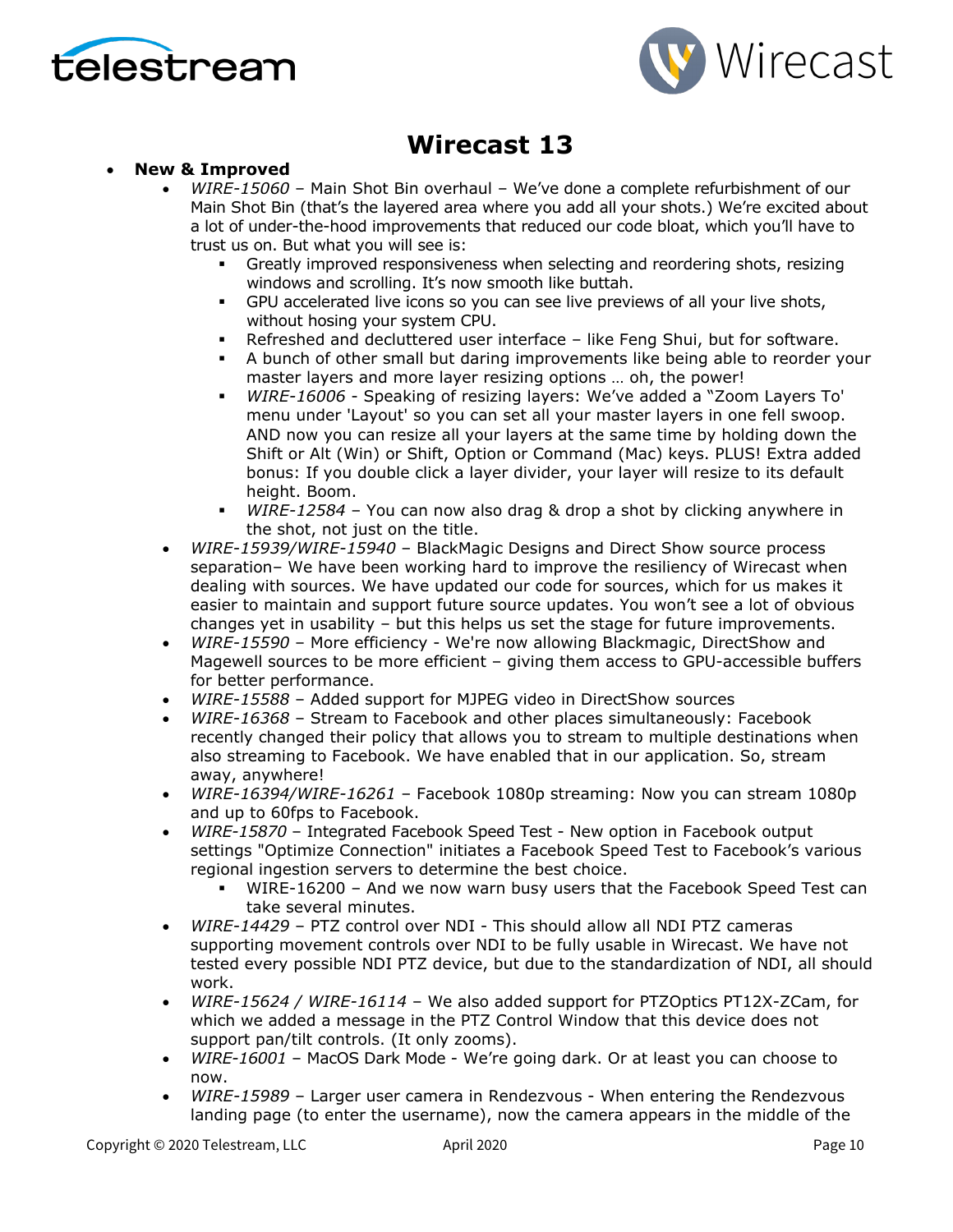# Wirecast 13

- **New & Improved**
  - *WIRE-15060* – Main Shot Bin overhaul – We've done a complete refurbishment of our Main Shot Bin (that's the layered area where you add all your shots.) We're excited about a lot of under-the-hood improvements that reduced our code bloat, which you'll have to trust us on. But what you will see is:
    - Greatly improved responsiveness when selecting and reordering shots, resizing windows and scrolling. It's now smooth like buttah.
    - GPU accelerated live icons so you can see live previews of all your live shots, without hosing your system CPU.
    - Refreshed and decluttered user interface – like Feng Shui, but for software.
    - A bunch of other small but daring improvements like being able to reorder your master layers and more layer resizing options … oh, the power!
    - *WIRE-16006* - Speaking of resizing layers: We've added a "Zoom Layers To' menu under 'Layout' so you can set all your master layers in one fell swoop. AND now you can resize all your layers at the same time by holding down the Shift or Alt (Win) or Shift, Option or Command (Mac) keys. PLUS! Extra added bonus: If you double click a layer divider, your layer will resize to its default height. Boom.
    - *WIRE-12584* – You can now also drag & drop a shot by clicking anywhere in the shot, not just on the title.
  - *WIRE-15939/WIRE-15940* – BlackMagic Designs and Direct Show source process separation– We have been working hard to improve the resiliency of Wirecast when dealing with sources. We have updated our code for sources, which for us makes it easier to maintain and support future source updates. You won't see a lot of obvious changes yet in usability – but this helps us set the stage for future improvements.
  - *WIRE-15590* – More efficiency - We're now allowing Blackmagic, DirectShow and Magewell sources to be more efficient – giving them access to GPU-accessible buffers for better performance.
  - *WIRE-15588* – Added support for MJPEG video in DirectShow sources
  - *WIRE-16368* – Stream to Facebook and other places simultaneously: Facebook recently changed their policy that allows you to stream to multiple destinations when also streaming to Facebook. We have enabled that in our application. So, stream away, anywhere!
  - *WIRE-16394/WIRE-16261* – Facebook 1080p streaming: Now you can stream 1080p and up to 60fps to Facebook.
  - *WIRE-15870* – Integrated Facebook Speed Test - New option in Facebook output settings "Optimize Connection" initiates a Facebook Speed Test to Facebook's various regional ingestion servers to determine the best choice.
    - WIRE-16200 – And we now warn busy users that the Facebook Speed Test can take several minutes.
  - *WIRE-14429* – PTZ control over NDI - This should allow all NDI PTZ cameras supporting movement controls over NDI to be fully usable in Wirecast. We have not tested every possible NDI PTZ device, but due to the standardization of NDI, all should work.
  - *WIRE-15624 / WIRE-16114* – We also added support for PTZOptics PT12X-ZCam, for which we added a message in the PTZ Control Window that this device does not support pan/tilt controls. (It only zooms).
  - *WIRE-16001* – MacOS Dark Mode - We're going dark. Or at least you can choose to now.
  - *WIRE-15989* – Larger user camera in Rendezvous - When entering the Rendezvous landing page (to enter the username), now the camera appears in the middle of the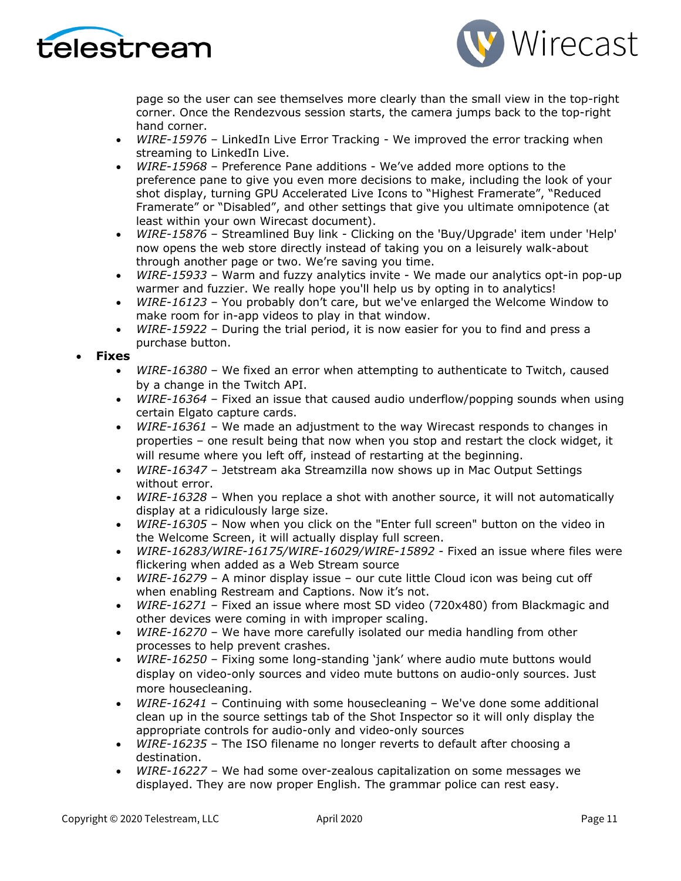page so the user can see themselves more clearly than the small view in the top-right corner. Once the Rendezvous session starts, the camera jumps back to the top-right hand corner.

- *WIRE-15976* – LinkedIn Live Error Tracking - We improved the error tracking when streaming to LinkedIn Live.
- *WIRE-15968* – Preference Pane additions - We've added more options to the preference pane to give you even more decisions to make, including the look of your shot display, turning GPU Accelerated Live Icons to "Highest Framerate", "Reduced Framerate" or "Disabled", and other settings that give you ultimate omnipotence (at least within your own Wirecast document).
- *WIRE-15876* – Streamlined Buy link - Clicking on the 'Buy/Upgrade' item under 'Help' now opens the web store directly instead of taking you on a leisurely walk-about through another page or two. We're saving you time.
- *WIRE-15933* – Warm and fuzzy analytics invite - We made our analytics opt-in pop-up warmer and fuzzier. We really hope you'll help us by opting in to analytics!
- *WIRE-16123* – You probably don't care, but we've enlarged the Welcome Window to make room for in-app videos to play in that window.
- *WIRE-15922* – During the trial period, it is now easier for you to find and press a purchase button.

- **Fixes**
  - *WIRE-16380* – We fixed an error when attempting to authenticate to Twitch, caused by a change in the Twitch API.
  - *WIRE-16364* – Fixed an issue that caused audio underflow/popping sounds when using certain Elgato capture cards.
  - *WIRE-16361* – We made an adjustment to the way Wirecast responds to changes in properties – one result being that now when you stop and restart the clock widget, it will resume where you left off, instead of restarting at the beginning.
  - *WIRE-16347* – Jetstream aka Streamzilla now shows up in Mac Output Settings without error.
  - *WIRE-16328* – When you replace a shot with another source, it will not automatically display at a ridiculously large size.
  - *WIRE-16305* – Now when you click on the "Enter full screen" button on the video in the Welcome Screen, it will actually display full screen.
  - *WIRE-16283/WIRE-16175/WIRE-16029/WIRE-15892* - Fixed an issue where files were flickering when added as a Web Stream source
  - *WIRE-16279* – A minor display issue – our cute little Cloud icon was being cut off when enabling Restream and Captions. Now it's not.
  - *WIRE-16271* – Fixed an issue where most SD video (720x480) from Blackmagic and other devices were coming in with improper scaling.
  - *WIRE-16270* – We have more carefully isolated our media handling from other processes to help prevent crashes.
  - *WIRE-16250* – Fixing some long-standing 'jank' where audio mute buttons would display on video-only sources and video mute buttons on audio-only sources. Just more housecleaning.
  - *WIRE-16241* – Continuing with some housecleaning – We've done some additional clean up in the source settings tab of the Shot Inspector so it will only display the appropriate controls for audio-only and video-only sources
  - *WIRE-16235* – The ISO filename no longer reverts to default after choosing a destination.
  - *WIRE-16227* – We had some over-zealous capitalization on some messages we displayed. They are now proper English. The grammar police can rest easy.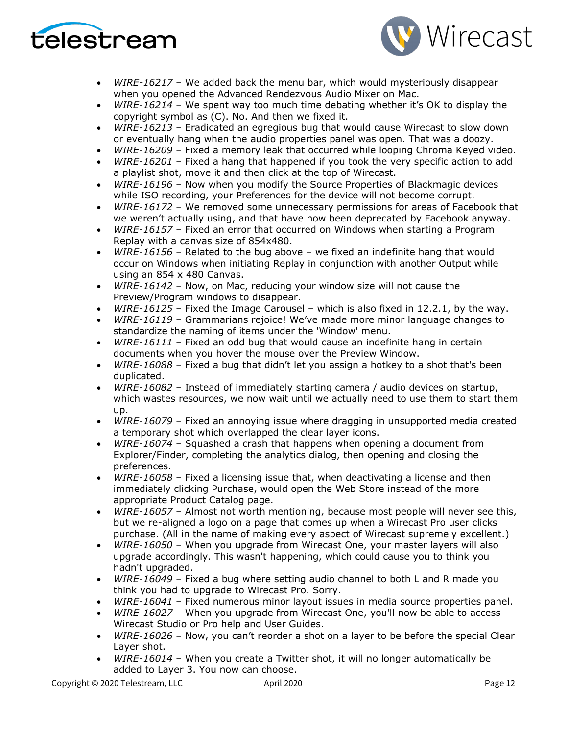- *WIRE-16217* – We added back the menu bar, which would mysteriously disappear when you opened the Advanced Rendezvous Audio Mixer on Mac.
- *WIRE-16214* – We spent way too much time debating whether it's OK to display the copyright symbol as (C). No. And then we fixed it.
- *WIRE-16213* – Eradicated an egregious bug that would cause Wirecast to slow down or eventually hang when the audio properties panel was open. That was a doozy.
- *WIRE-16209* – Fixed a memory leak that occurred while looping Chroma Keyed video.
- *WIRE-16201* – Fixed a hang that happened if you took the very specific action to add a playlist shot, move it and then click at the top of Wirecast.
- *WIRE-16196* – Now when you modify the Source Properties of Blackmagic devices while ISO recording, your Preferences for the device will not become corrupt.
- *WIRE-16172* – We removed some unnecessary permissions for areas of Facebook that we weren't actually using, and that have now been deprecated by Facebook anyway.
- *WIRE-16157* – Fixed an error that occurred on Windows when starting a Program Replay with a canvas size of 854x480.
- *WIRE-16156* – Related to the bug above – we fixed an indefinite hang that would occur on Windows when initiating Replay in conjunction with another Output while using an 854 x 480 Canvas.
- *WIRE-16142* – Now, on Mac, reducing your window size will not cause the Preview/Program windows to disappear.
- *WIRE-16125* – Fixed the Image Carousel – which is also fixed in 12.2.1, by the way.
- *WIRE-16119* – Grammarians rejoice! We've made more minor language changes to standardize the naming of items under the 'Window' menu.
- *WIRE-16111* – Fixed an odd bug that would cause an indefinite hang in certain documents when you hover the mouse over the Preview Window.
- *WIRE-16088* – Fixed a bug that didn't let you assign a hotkey to a shot that's been duplicated.
- *WIRE-16082* – Instead of immediately starting camera / audio devices on startup, which wastes resources, we now wait until we actually need to use them to start them up.
- *WIRE-16079* – Fixed an annoying issue where dragging in unsupported media created a temporary shot which overlapped the clear layer icons.
- *WIRE-16074* – Squashed a crash that happens when opening a document from Explorer/Finder, completing the analytics dialog, then opening and closing the preferences.
- *WIRE-16058* – Fixed a licensing issue that, when deactivating a license and then immediately clicking Purchase, would open the Web Store instead of the more appropriate Product Catalog page.
- *WIRE-16057* – Almost not worth mentioning, because most people will never see this, but we re-aligned a logo on a page that comes up when a Wirecast Pro user clicks purchase. (All in the name of making every aspect of Wirecast supremely excellent.)
- *WIRE-16050* – When you upgrade from Wirecast One, your master layers will also upgrade accordingly. This wasn't happening, which could cause you to think you hadn't upgraded.
- *WIRE-16049* – Fixed a bug where setting audio channel to both L and R made you think you had to upgrade to Wirecast Pro. Sorry.
- *WIRE-16041* – Fixed numerous minor layout issues in media source properties panel.
- *WIRE-16027* – When you upgrade from Wirecast One, you'll now be able to access Wirecast Studio or Pro help and User Guides.
- *WIRE-16026* – Now, you can't reorder a shot on a layer to be before the special Clear Layer shot.
- *WIRE-16014* – When you create a Twitter shot, it will no longer automatically be added to Layer 3. You now can choose.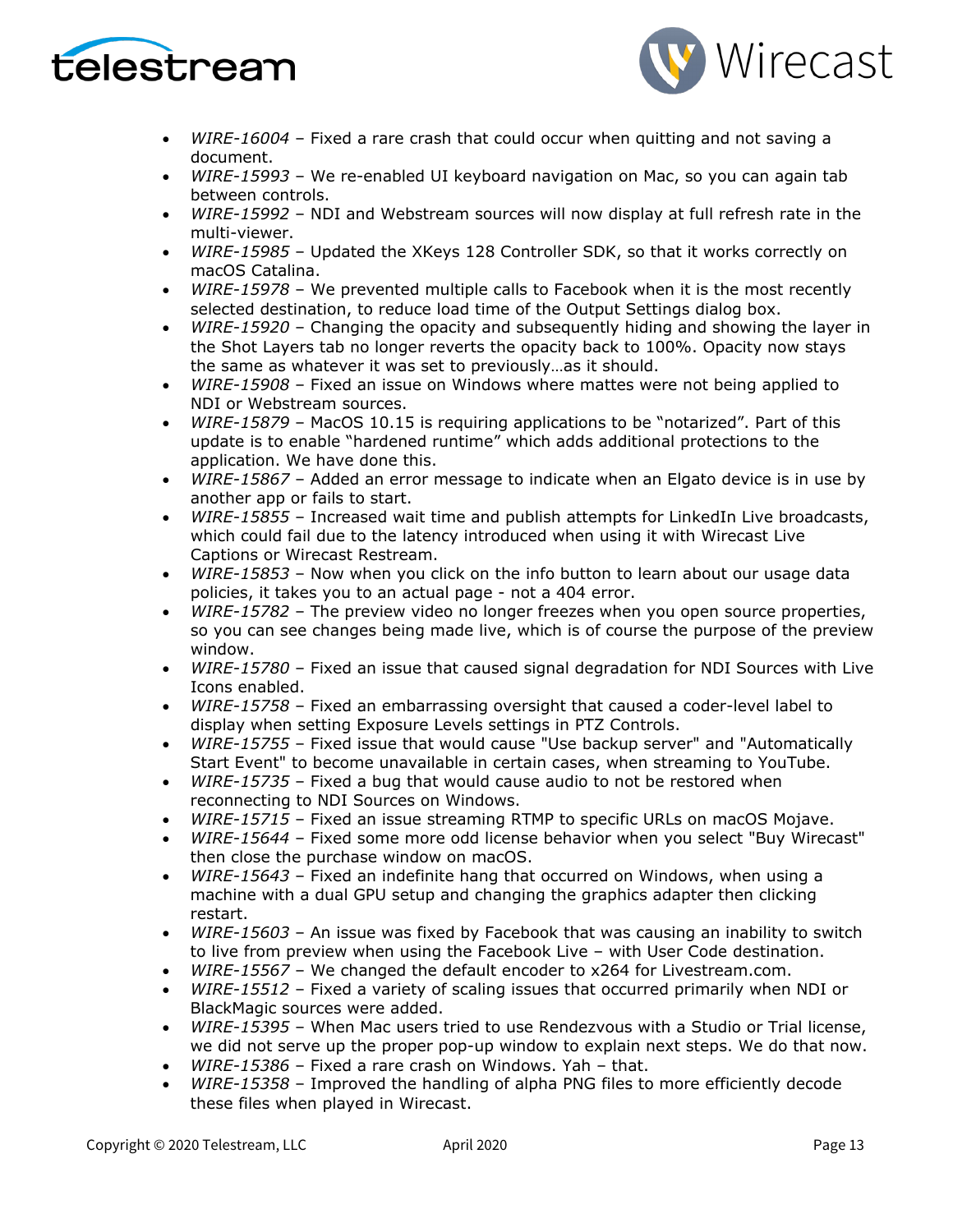- *WIRE-16004* – Fixed a rare crash that could occur when quitting and not saving a document.
- *WIRE-15993* – We re-enabled UI keyboard navigation on Mac, so you can again tab between controls.
- *WIRE-15992* – NDI and Webstream sources will now display at full refresh rate in the multi-viewer.
- *WIRE-15985* – Updated the XKeys 128 Controller SDK, so that it works correctly on macOS Catalina.
- *WIRE-15978* – We prevented multiple calls to Facebook when it is the most recently selected destination, to reduce load time of the Output Settings dialog box.
- *WIRE-15920* – Changing the opacity and subsequently hiding and showing the layer in the Shot Layers tab no longer reverts the opacity back to 100%. Opacity now stays the same as whatever it was set to previously…as it should.
- *WIRE-15908* – Fixed an issue on Windows where mattes were not being applied to NDI or Webstream sources.
- *WIRE-15879* – MacOS 10.15 is requiring applications to be "notarized". Part of this update is to enable "hardened runtime" which adds additional protections to the application. We have done this.
- *WIRE-15867* – Added an error message to indicate when an Elgato device is in use by another app or fails to start.
- *WIRE-15855* – Increased wait time and publish attempts for LinkedIn Live broadcasts, which could fail due to the latency introduced when using it with Wirecast Live Captions or Wirecast Restream.
- *WIRE-15853* – Now when you click on the info button to learn about our usage data policies, it takes you to an actual page - not a 404 error.
- *WIRE-15782* – The preview video no longer freezes when you open source properties, so you can see changes being made live, which is of course the purpose of the preview window.
- *WIRE-15780* – Fixed an issue that caused signal degradation for NDI Sources with Live Icons enabled.
- *WIRE-15758* – Fixed an embarrassing oversight that caused a coder-level label to display when setting Exposure Levels settings in PTZ Controls.
- *WIRE-15755* – Fixed issue that would cause "Use backup server" and "Automatically Start Event" to become unavailable in certain cases, when streaming to YouTube.
- *WIRE-15735* – Fixed a bug that would cause audio to not be restored when reconnecting to NDI Sources on Windows.
- *WIRE-15715* – Fixed an issue streaming RTMP to specific URLs on macOS Mojave.
- *WIRE-15644* – Fixed some more odd license behavior when you select "Buy Wirecast" then close the purchase window on macOS.
- *WIRE-15643* – Fixed an indefinite hang that occurred on Windows, when using a machine with a dual GPU setup and changing the graphics adapter then clicking restart.
- *WIRE-15603* – An issue was fixed by Facebook that was causing an inability to switch to live from preview when using the Facebook Live – with User Code destination.
- *WIRE-15567* – We changed the default encoder to x264 for Livestream.com.
- *WIRE-15512* – Fixed a variety of scaling issues that occurred primarily when NDI or BlackMagic sources were added.
- *WIRE-15395* – When Mac users tried to use Rendezvous with a Studio or Trial license, we did not serve up the proper pop-up window to explain next steps. We do that now.
- *WIRE-15386* – Fixed a rare crash on Windows. Yah – that.
- *WIRE-15358* – Improved the handling of alpha PNG files to more efficiently decode these files when played in Wirecast.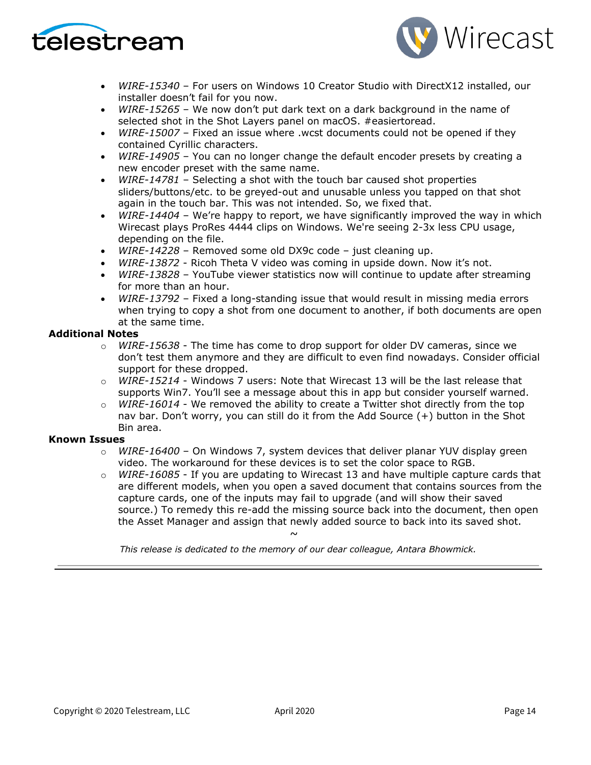- *WIRE-15340* – For users on Windows 10 Creator Studio with DirectX12 installed, our installer doesn't fail for you now.
- *WIRE-15265* – We now don't put dark text on a dark background in the name of selected shot in the Shot Layers panel on macOS. #easiertoread.
- *WIRE-15007* – Fixed an issue where .wcst documents could not be opened if they contained Cyrillic characters.
- *WIRE-14905* – You can no longer change the default encoder presets by creating a new encoder preset with the same name.
- *WIRE-14781* – Selecting a shot with the touch bar caused shot properties sliders/buttons/etc. to be greyed-out and unusable unless you tapped on that shot again in the touch bar. This was not intended. So, we fixed that.
- *WIRE-14404* – We're happy to report, we have significantly improved the way in which Wirecast plays ProRes 4444 clips on Windows. We're seeing 2-3x less CPU usage, depending on the file.
- *WIRE-14228* – Removed some old DX9c code – just cleaning up.
- *WIRE-13872* - Ricoh Theta V video was coming in upside down. Now it's not.
- *WIRE-13828* – YouTube viewer statistics now will continue to update after streaming for more than an hour.
- *WIRE-13792* – Fixed a long-standing issue that would result in missing media errors when trying to copy a shot from one document to another, if both documents are open at the same time.

**Additional Notes**

- *WIRE-15638* - The time has come to drop support for older DV cameras, since we don't test them anymore and they are difficult to even find nowadays. Consider official support for these dropped.
- *WIRE-15214* - Windows 7 users: Note that Wirecast 13 will be the last release that supports Win7. You'll see a message about this in app but consider yourself warned.
- *WIRE-16014* - We removed the ability to create a Twitter shot directly from the top nav bar. Don't worry, you can still do it from the Add Source (+) button in the Shot Bin area.

**Known Issues**

- *WIRE-16400* – On Windows 7, system devices that deliver planar YUV display green video. The workaround for these devices is to set the color space to RGB.
- *WIRE-16085* - If you are updating to Wirecast 13 and have multiple capture cards that are different models, when you open a saved document that contains sources from the capture cards, one of the inputs may fail to upgrade (and will show their saved source.) To remedy this re-add the missing source back into the document, then open the Asset Manager and assign that newly added source to back into its saved shot.

~

*This release is dedicated to the memory of our dear colleague, Antara Bhowmick.*